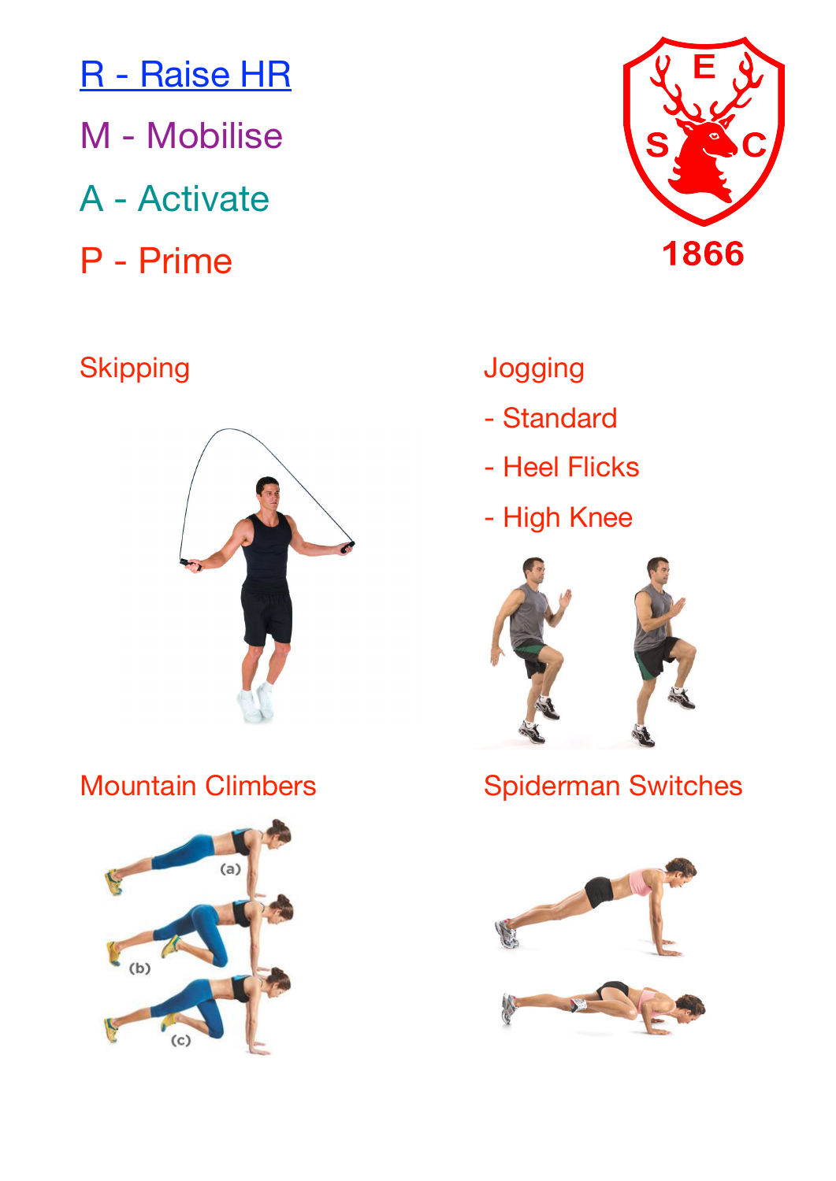R - Raise HR

M - Mobilise

A - Activate

P - Prime

1866

Skipping

Jogging

- Standard
- Heel Flicks
- High Knee

Mountain Climbers

(a)

(b)

(c)

Spiderman Switches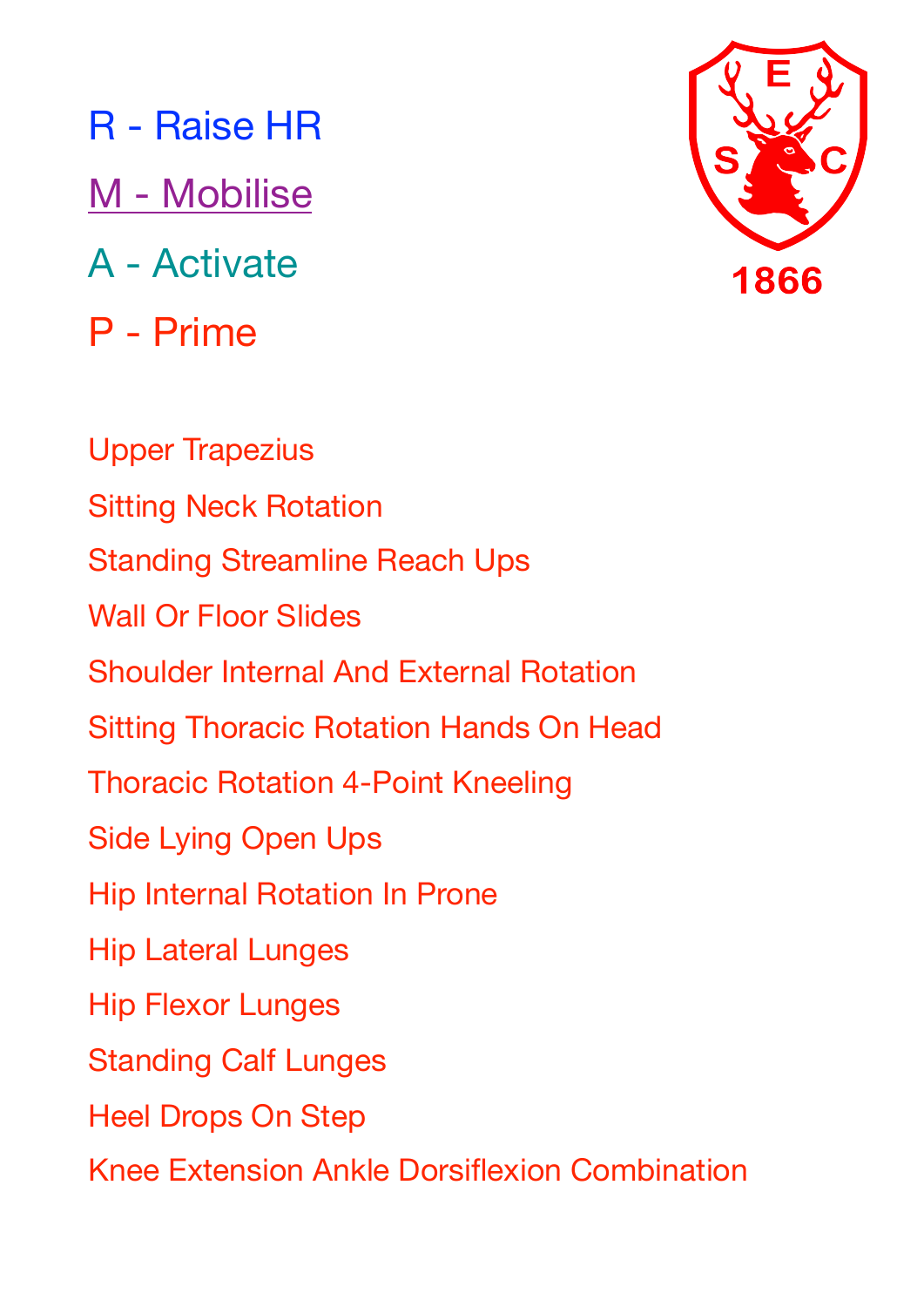R - Raise HR

M - Mobilise

A - Activate

P - Prime

1866

Upper Trapezius

Sitting Neck Rotation

Standing Streamline Reach Ups

Wall Or Floor Slides

Shoulder Internal And External Rotation

Sitting Thoracic Rotation Hands On Head

Thoracic Rotation 4-Point Kneeling

Side Lying Open Ups

Hip Internal Rotation In Prone

Hip Lateral Lunges

Hip Flexor Lunges

Standing Calf Lunges

Heel Drops On Step

Knee Extension Ankle Dorsiflexion Combination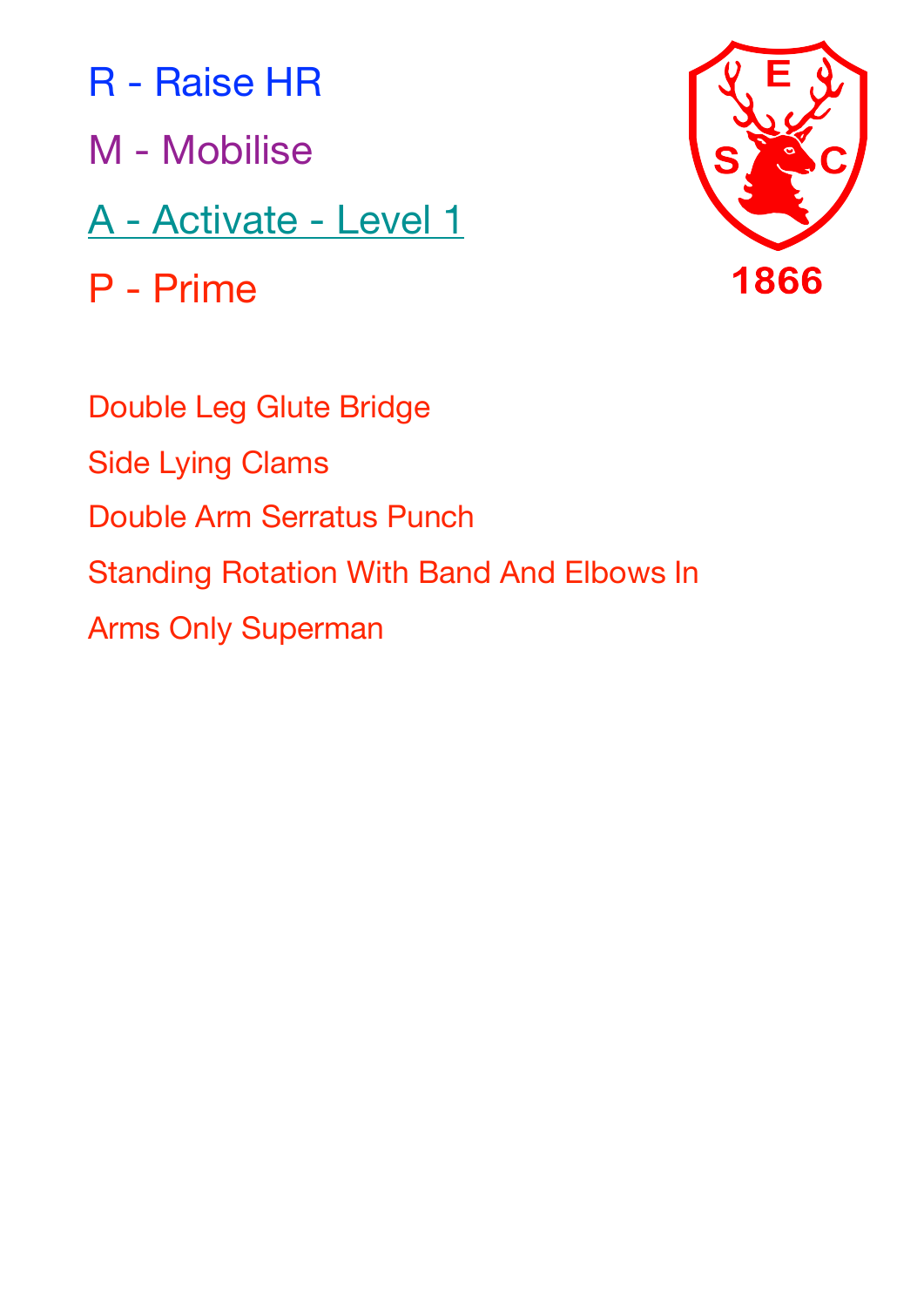R - Raise HR

M - Mobilise

A - Activate - Level 1

P - Prime

1866

Double Leg Glute Bridge

Side Lying Clams

Double Arm Serratus Punch

Standing Rotation With Band And Elbows In

Arms Only Superman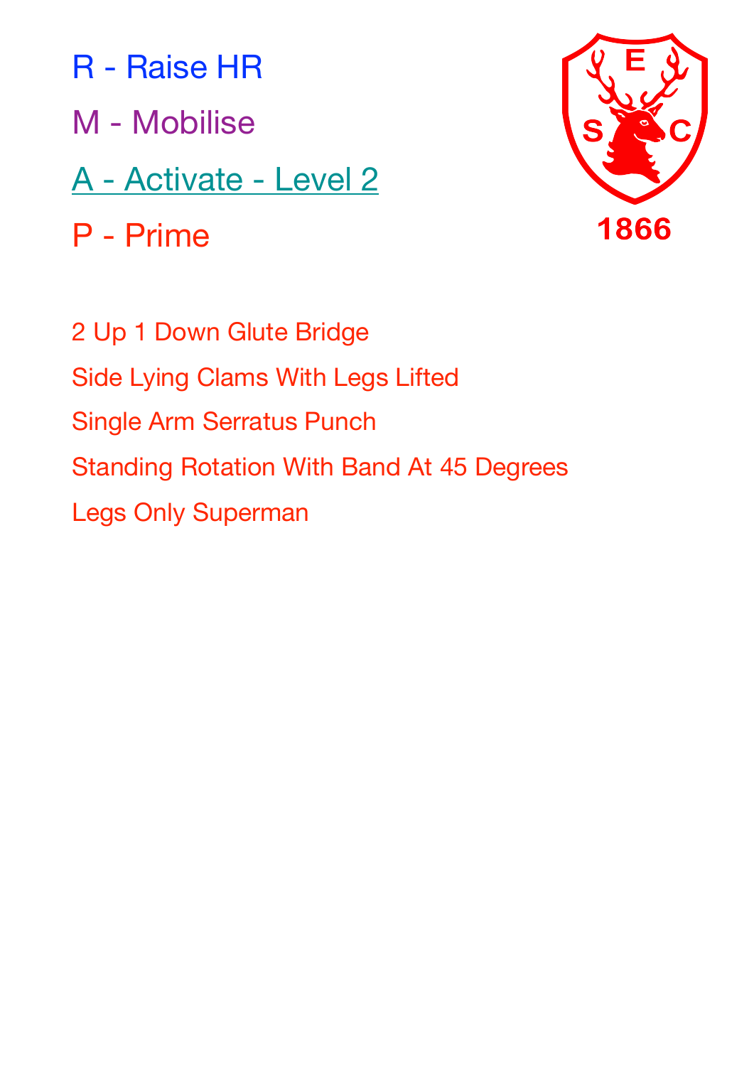R - Raise HR

M - Mobilise

A - Activate - Level 2

P - Prime

2 Up 1 Down Glute Bridge

Side Lying Clams With Legs Lifted

Single Arm Serratus Punch

Standing Rotation With Band At 45 Degrees

Legs Only Superman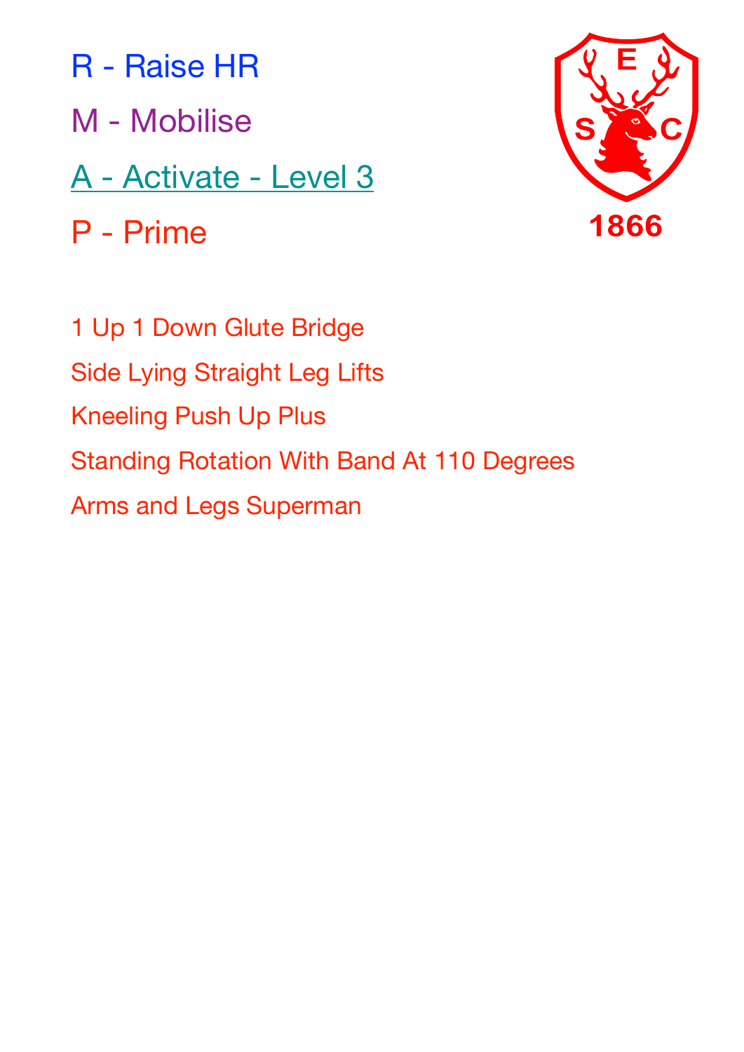R - Raise HR

M - Mobilise

A - Activate - Level 3

P - Prime

1866

1 Up 1 Down Glute Bridge

Side Lying Straight Leg Lifts

Kneeling Push Up Plus

Standing Rotation With Band At 110 Degrees

Arms and Legs Superman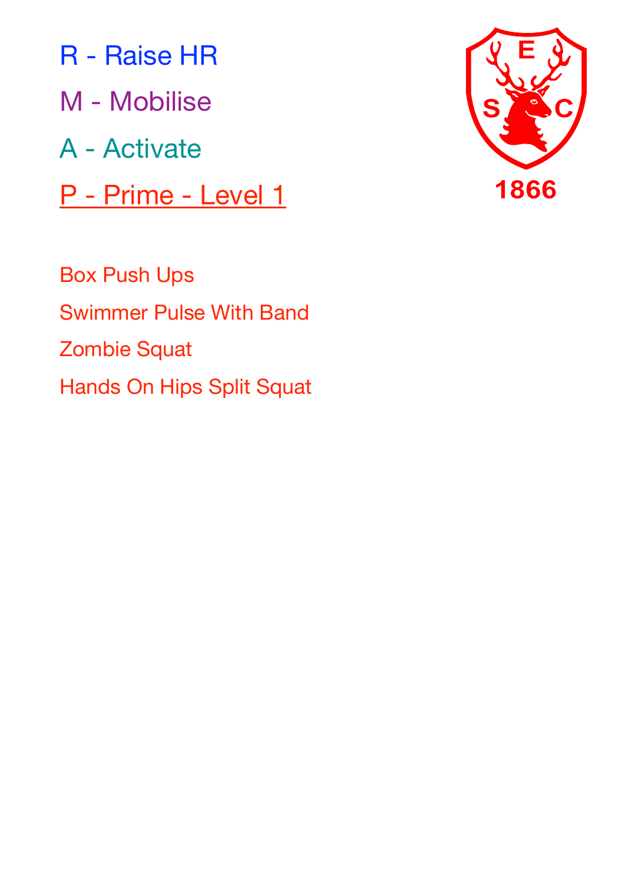R - Raise HR

M - Mobilise

A - Activate

<u>P - Prime - Level 1</u>

E S C 1866

Box Push Ups

Swimmer Pulse With Band

Zombie Squat

Hands On Hips Split Squat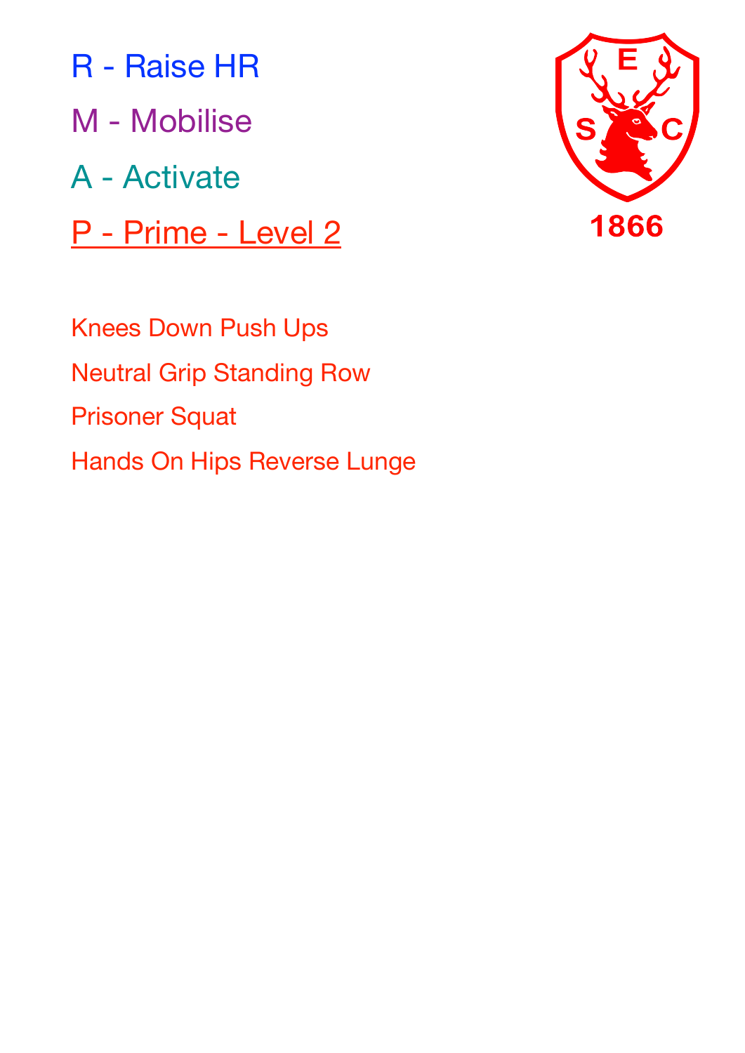R - Raise HR

M - Mobilise

A - Activate

P - Prime - Level 2

Knees Down Push Ups

Neutral Grip Standing Row

Prisoner Squat

Hands On Hips Reverse Lunge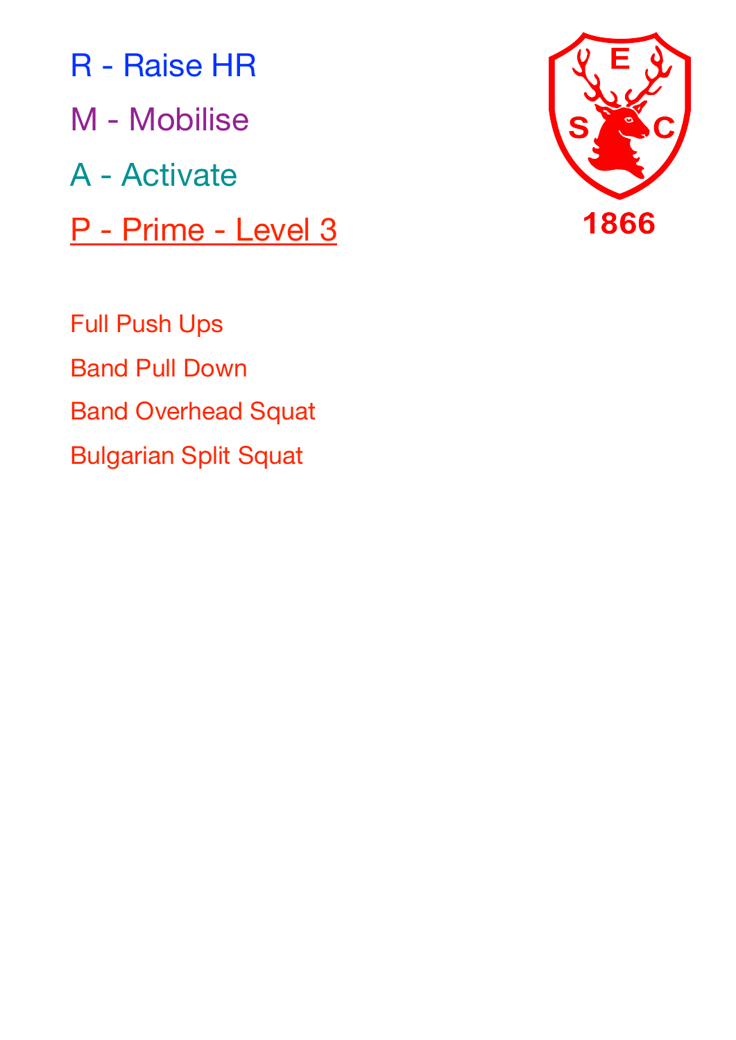R - Raise HR

M - Mobilise

A - Activate

P - Prime - Level 3

E
S C
1866

Full Push Ups

Band Pull Down

Band Overhead Squat

Bulgarian Split Squat